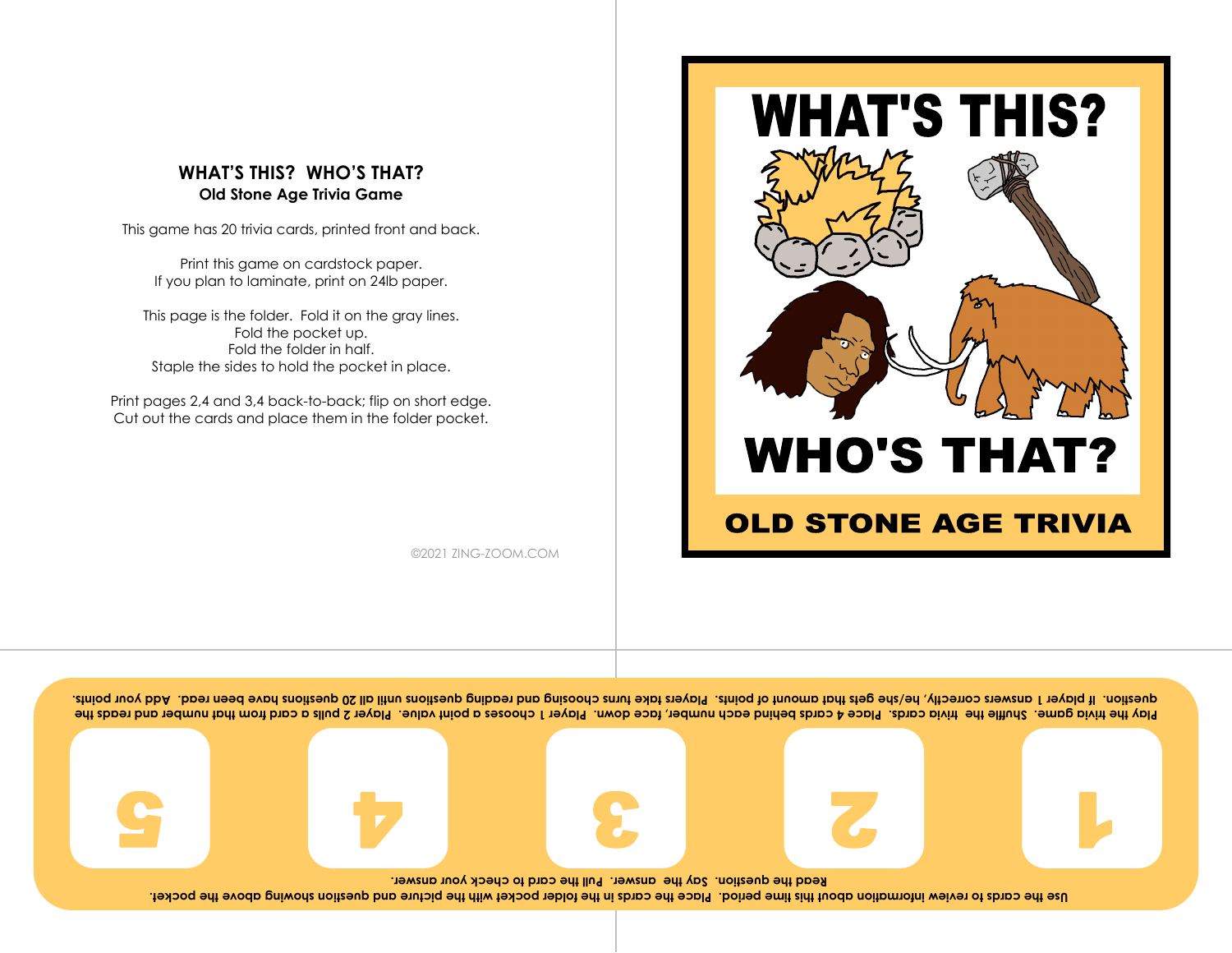## WHAT'S THIS? WHO'S THAT?

**Old Stone Age Trivia Game**

This game has 20 trivia cards, printed front and back.

Print this game on cardstock paper.
If you plan to laminate, print on 24lb paper.

This page is the folder. Fold it on the gray lines.
Fold the pocket up.
Fold the folder in half.
Staple the sides to hold the pocket in place.

Print pages 2,4 and 3,4 back-to-back; flip on short edge.
Cut out the cards and place them in the folder pocket.

©2021 ZING-ZOOM.COM

# WHAT'S THIS?

# WHO'S THAT?

## OLD STONE AGE TRIVIA

Play the trivia game. Shuffle the trivia cards. Place 4 cards behind each number, face down. Player 1 chooses a point value. Player 2 pulls a card from that number and reads the question. If player 1 answers correctly, he/she gets that amount of points. Players take turns choosing and reading questions until all 20 questions have been read. Add your points.

1 2 3 4 5

Use the cards to review information about this time period. Place the cards in the folder pocket with the picture and question showing above the pocket. Read the question. Say the answer. Pull the card to check your answer.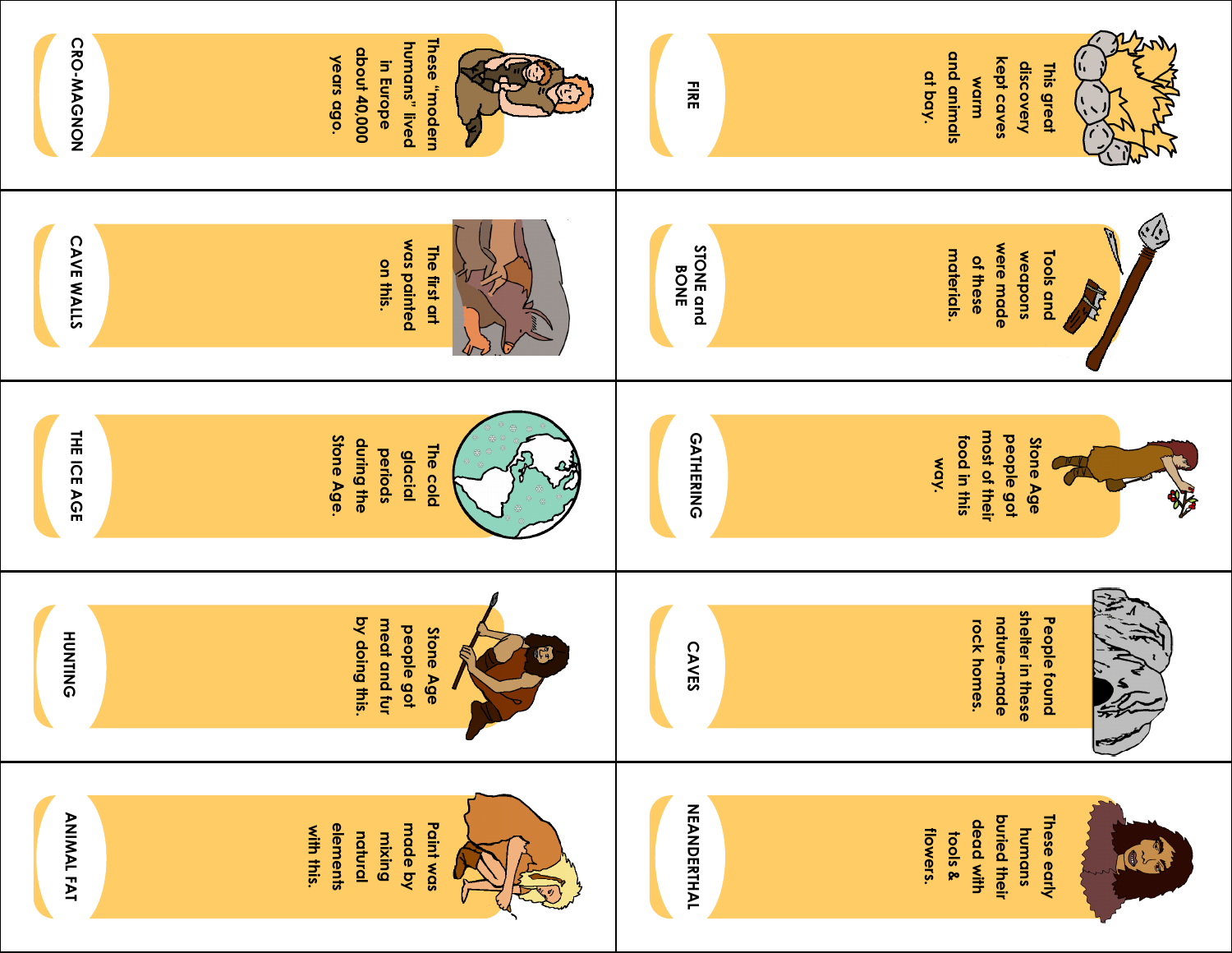**CRO-MAGNON**
These "modern humans" lived in Europe about 40,000 years ago.

**FIRE**
This great discovery kept caves warm and animals at bay.

**CAVE WALLS**
The first art was painted on this.

**STONE and BONE**
Tools and weapons were made of these materials.

**THE ICE AGE**
The cold glacial periods during the Stone Age.

**GATHERING**
Stone Age people got most of their food in this way.

**HUNTING**
Stone Age people got meat and fur by doing this.

**CAVES**
People found shelter in these nature-made rock homes.

**ANIMAL FAT**
Paint was made by mixing natural elements with this.

**NEANDERTHAL**
These early humans buried their dead with tools & flowers.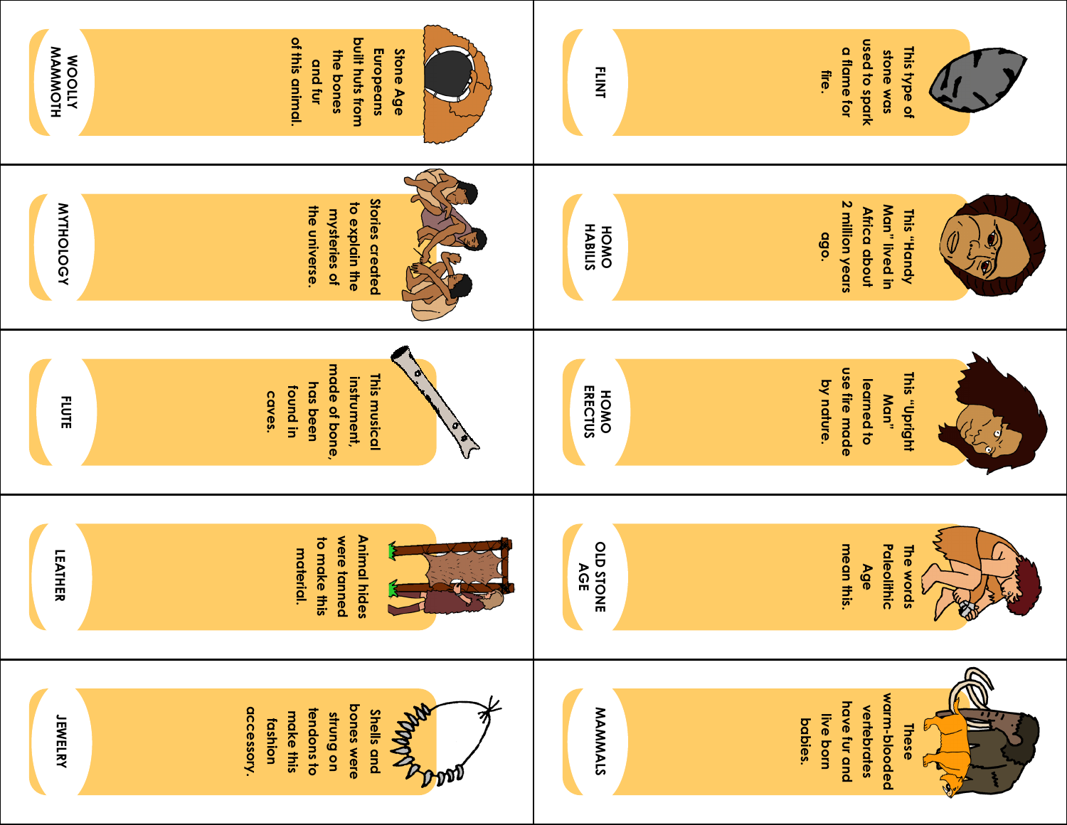FLINT

This type of stone was used to spark a flame for fire.

WOOLLY MAMMOTH

Stone Age Europeans built huts from the bones and fur of this animal.

HOMO HABILIS

This "Handy Man" lived in Africa about 2 million years ago.

MYTHOLOGY

Stories created to explain the mysteries of the universe.

HOMO ERECTUS

This "Upright Man" learned to use fire made by nature.

FLUTE

This musical instrument, made of bone, has been found in caves.

OLD STONE AGE

The words Paleolithic Age mean this.

LEATHER

Animal hides were tanned to make this material.

MAMMALS

These warm-blooded vertebrates have fur and live born babies.

JEWELRY

Shells and bones were strung on tendons to make this fashion accessory.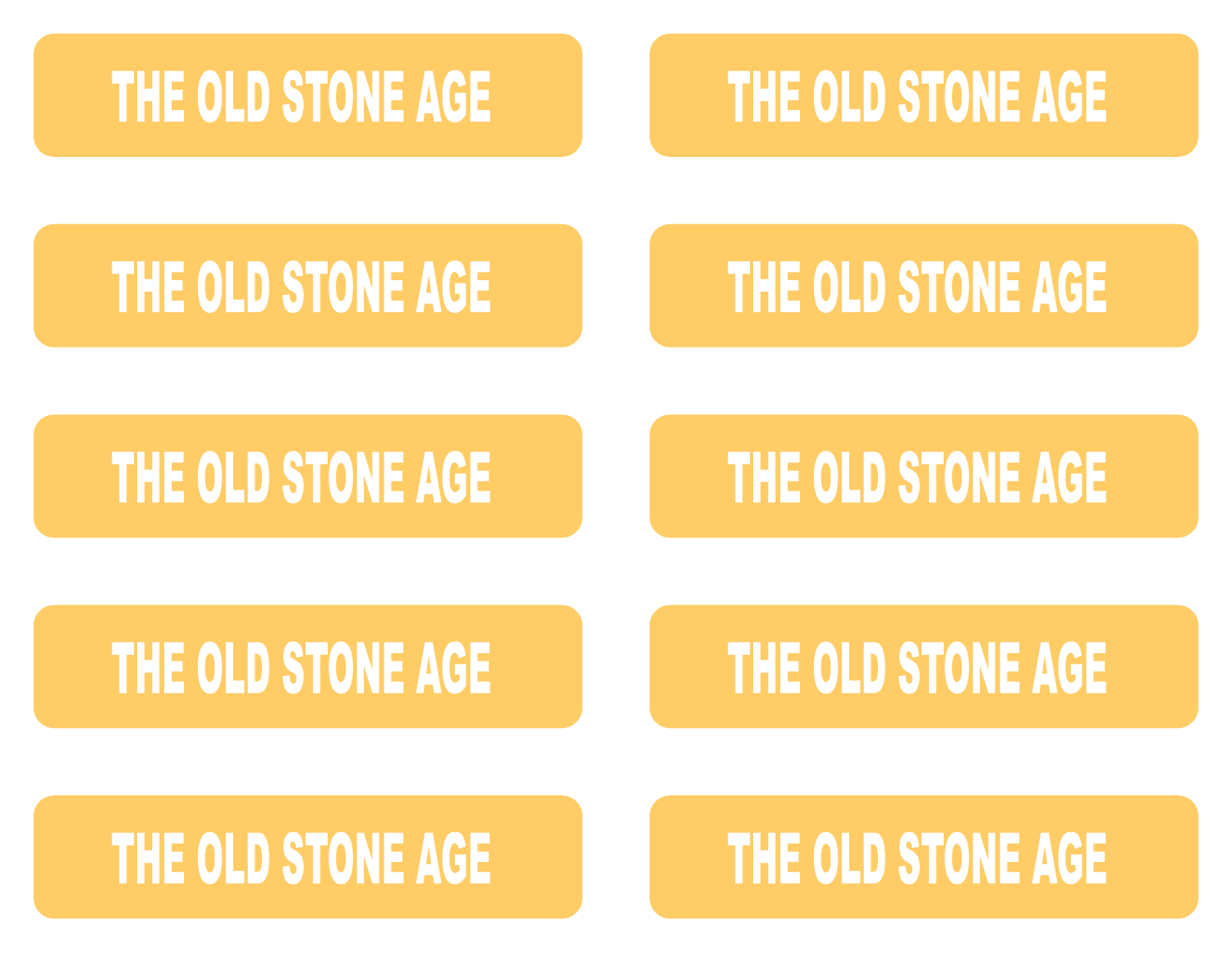THE OLD STONE AGE

THE OLD STONE AGE

THE OLD STONE AGE

THE OLD STONE AGE

THE OLD STONE AGE

THE OLD STONE AGE

THE OLD STONE AGE

THE OLD STONE AGE

THE OLD STONE AGE

THE OLD STONE AGE